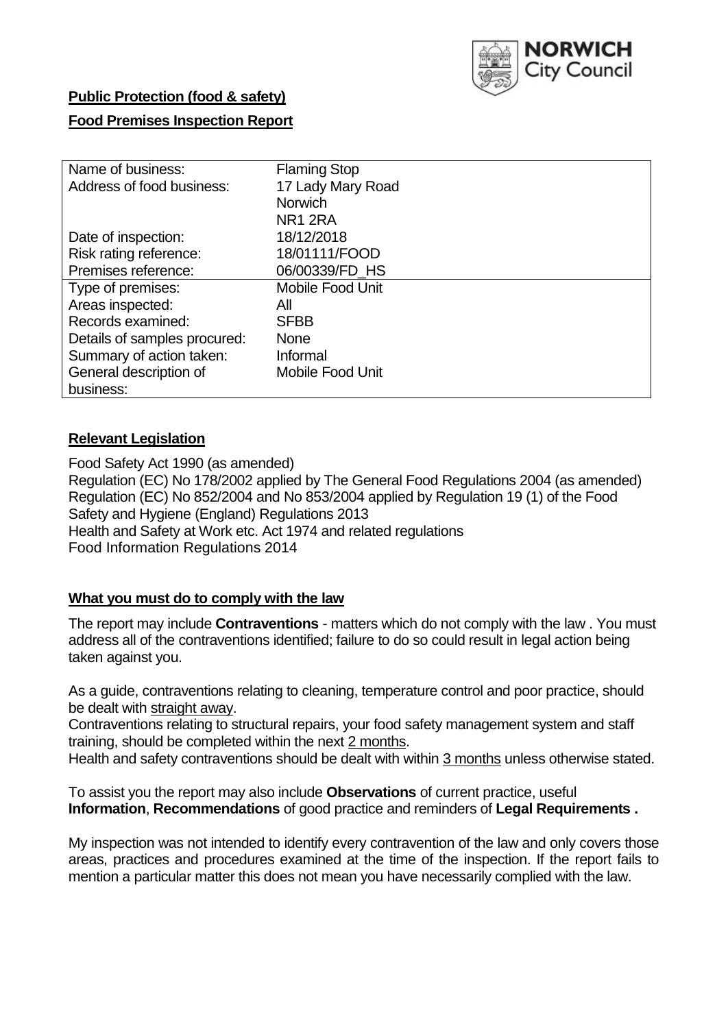**Public Protection (food & safety)**

**Food Premises Inspection Report**

| Name of business: | Flaming Stop |
|---|---|
| Address of food business: | 17 Lady Mary Road<br>Norwich<br>NR1 2RA |
| Date of inspection: | 18/12/2018 |
| Risk rating reference: | 18/01111/FOOD |
| Premises reference: | 06/00339/FD_HS |
| Type of premises: | Mobile Food Unit |
| Areas inspected: | All |
| Records examined: | SFBB |
| Details of samples procured: | None |
| Summary of action taken: | Informal |
| General description of business: | Mobile Food Unit |

## **Relevant Legislation**

Food Safety Act 1990 (as amended)
Regulation (EC) No 178/2002 applied by The General Food Regulations 2004 (as amended)
Regulation (EC) No 852/2004 and No 853/2004 applied by Regulation 19 (1) of the Food Safety and Hygiene (England) Regulations 2013
Health and Safety at Work etc. Act 1974 and related regulations
Food Information Regulations 2014

## **What you must do to comply with the law**

The report may include **Contraventions** - matters which do not comply with the law . You must address all of the contraventions identified; failure to do so could result in legal action being taken against you.

As a guide, contraventions relating to cleaning, temperature control and poor practice, should be dealt with straight away.
Contraventions relating to structural repairs, your food safety management system and staff training, should be completed within the next 2 months.
Health and safety contraventions should be dealt with within 3 months unless otherwise stated.

To assist you the report may also include **Observations** of current practice, useful **Information**, **Recommendations** of good practice and reminders of **Legal Requirements .**

My inspection was not intended to identify every contravention of the law and only covers those areas, practices and procedures examined at the time of the inspection. If the report fails to mention a particular matter this does not mean you have necessarily complied with the law.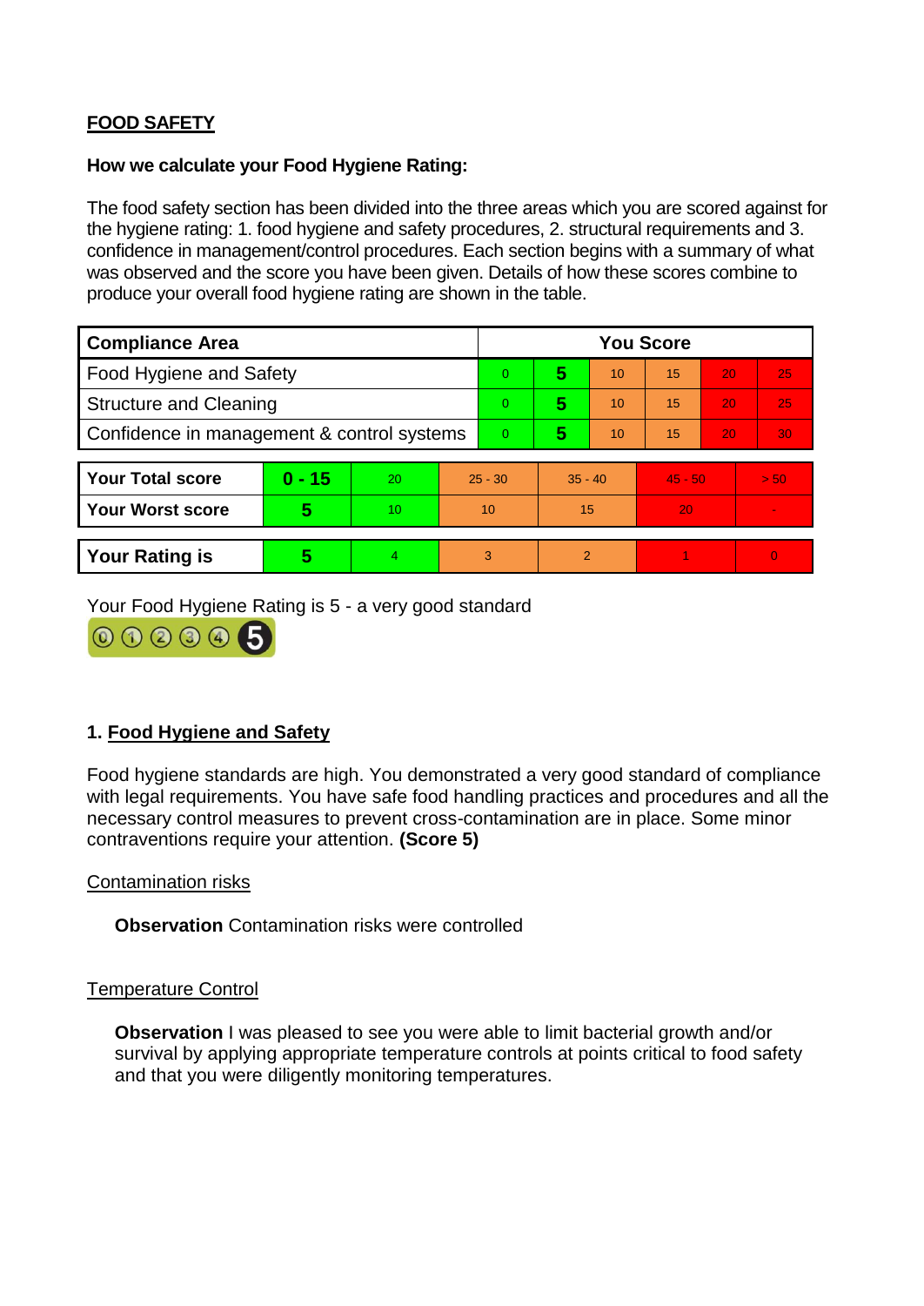**FOOD SAFETY**

**How we calculate your Food Hygiene Rating:**

The food safety section has been divided into the three areas which you are scored against for the hygiene rating: 1. food hygiene and safety procedures, 2. structural requirements and 3. confidence in management/control procedures. Each section begins with a summary of what was observed and the score you have been given. Details of how these scores combine to produce your overall food hygiene rating are shown in the table.

| Compliance Area | You Score | | | | | |
|---|---|---|---|---|---|---|
| Food Hygiene and Safety | 0 | **5** | 10 | 15 | 20 | 25 |
| Structure and Cleaning | 0 | **5** | 10 | 15 | 20 | 25 |
| Confidence in management & control systems | 0 | **5** | 10 | 15 | 20 | 30 |

| | | | | | | |
|---|---|---|---|---|---|---|
| **Your Total score** | **0 - 15** | 20 | 25 - 30 | 35 - 40 | 45 - 50 | > 50 |
| **Your Worst score** | **5** | 10 | 10 | 15 | 20 | - |

| | | | | | | |
|---|---|---|---|---|---|---|
| **Your Rating is** | **5** | 4 | 3 | 2 | 1 | 0 |

Your Food Hygiene Rating is 5 - a very good standard

## 1. Food Hygiene and Safety

Food hygiene standards are high. You demonstrated a very good standard of compliance with legal requirements. You have safe food handling practices and procedures and all the necessary control measures to prevent cross-contamination are in place. Some minor contraventions require your attention. **(Score 5)**

Contamination risks

**Observation** Contamination risks were controlled

Temperature Control

**Observation** I was pleased to see you were able to limit bacterial growth and/or survival by applying appropriate temperature controls at points critical to food safety and that you were diligently monitoring temperatures.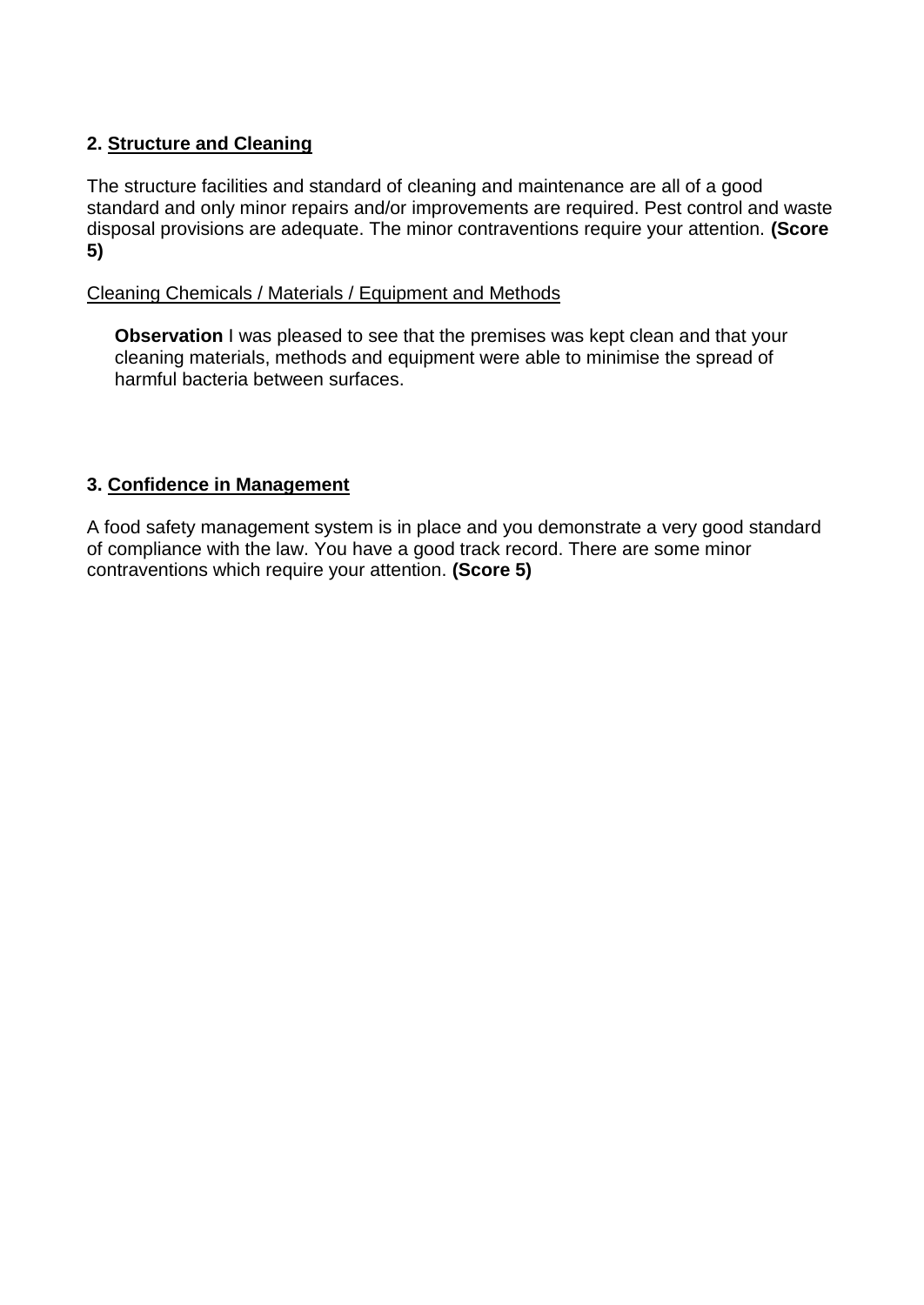## 2. Structure and Cleaning

The structure facilities and standard of cleaning and maintenance are all of a good standard and only minor repairs and/or improvements are required. Pest control and waste disposal provisions are adequate. The minor contraventions require your attention. **(Score 5)**

Cleaning Chemicals / Materials / Equipment and Methods

**Observation** I was pleased to see that the premises was kept clean and that your cleaning materials, methods and equipment were able to minimise the spread of harmful bacteria between surfaces.

## 3. Confidence in Management

A food safety management system is in place and you demonstrate a very good standard of compliance with the law. You have a good track record. There are some minor contraventions which require your attention. **(Score 5)**